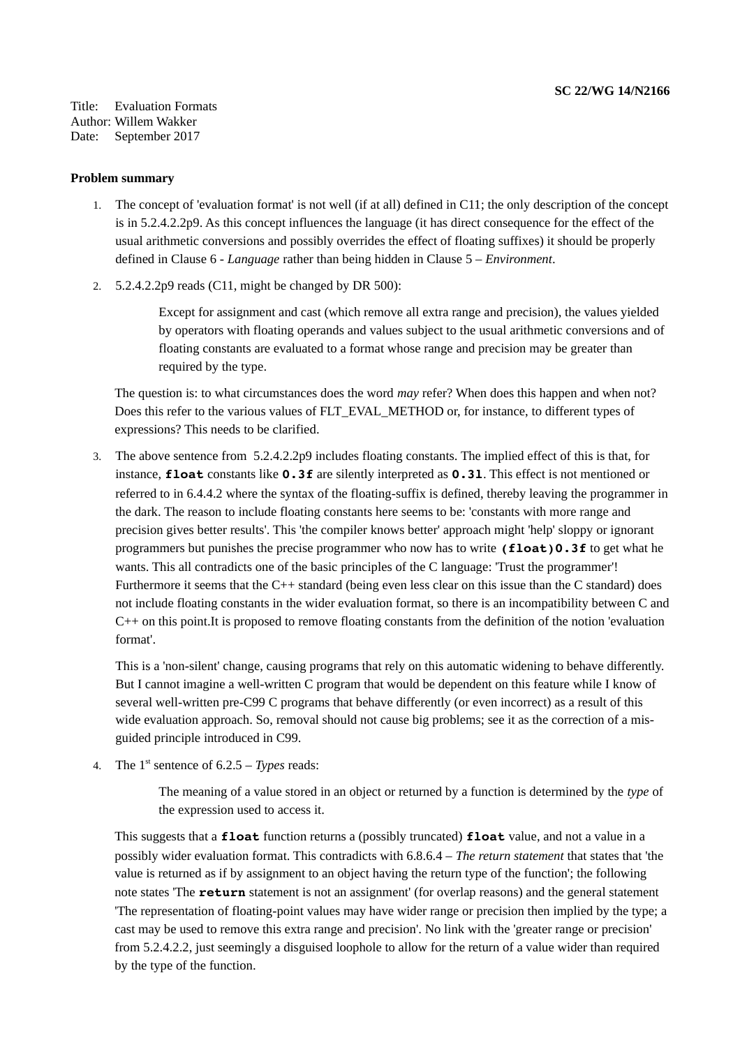**SC 22/WG 14/N2166**

Title: Evaluation Formats
Author: Willem Wakker
Date: September 2017

**Problem summary**

1. The concept of 'evaluation format' is not well (if at all) defined in C11; the only description of the concept is in 5.2.4.2.2p9. As this concept influences the language (it has direct consequence for the effect of the usual arithmetic conversions and possibly overrides the effect of floating suffixes) it should be properly defined in Clause 6 - *Language* rather than being hidden in Clause 5 – *Environment*.

2. 5.2.4.2.2p9 reads (C11, might be changed by DR 500):

   > Except for assignment and cast (which remove all extra range and precision), the values yielded by operators with floating operands and values subject to the usual arithmetic conversions and of floating constants are evaluated to a format whose range and precision may be greater than required by the type.

   The question is: to what circumstances does the word *may* refer? When does this happen and when not? Does this refer to the various values of FLT_EVAL_METHOD or, for instance, to different types of expressions? This needs to be clarified.

3. The above sentence from 5.2.4.2.2p9 includes floating constants. The implied effect of this is that, for instance, **`float`** constants like **`0.3f`** are silently interpreted as **`0.3l`**. This effect is not mentioned or referred to in 6.4.4.2 where the syntax of the floating-suffix is defined, thereby leaving the programmer in the dark. The reason to include floating constants here seems to be: 'constants with more range and precision gives better results'. This 'the compiler knows better' approach might 'help' sloppy or ignorant programmers but punishes the precise programmer who now has to write **`(float)0.3f`** to get what he wants. This all contradicts one of the basic principles of the C language: 'Trust the programmer'! Furthermore it seems that the C++ standard (being even less clear on this issue than the C standard) does not include floating constants in the wider evaluation format, so there is an incompatibility between C and C++ on this point.It is proposed to remove floating constants from the definition of the notion 'evaluation format'.

   This is a 'non-silent' change, causing programs that rely on this automatic widening to behave differently. But I cannot imagine a well-written C program that would be dependent on this feature while I know of several well-written pre-C99 C programs that behave differently (or even incorrect) as a result of this wide evaluation approach. So, removal should not cause big problems; see it as the correction of a mis-guided principle introduced in C99.

4. The 1st sentence of 6.2.5 – *Types* reads:

   > The meaning of a value stored in an object or returned by a function is determined by the *type* of the expression used to access it.

   This suggests that a **`float`** function returns a (possibly truncated) **`float`** value, and not a value in a possibly wider evaluation format. This contradicts with 6.8.6.4 – *The return statement* that states that 'the value is returned as if by assignment to an object having the return type of the function'; the following note states 'The **`return`** statement is not an assignment' (for overlap reasons) and the general statement 'The representation of floating-point values may have wider range or precision then implied by the type; a cast may be used to remove this extra range and precision'. No link with the 'greater range or precision' from 5.2.4.2.2, just seemingly a disguised loophole to allow for the return of a value wider than required by the type of the function.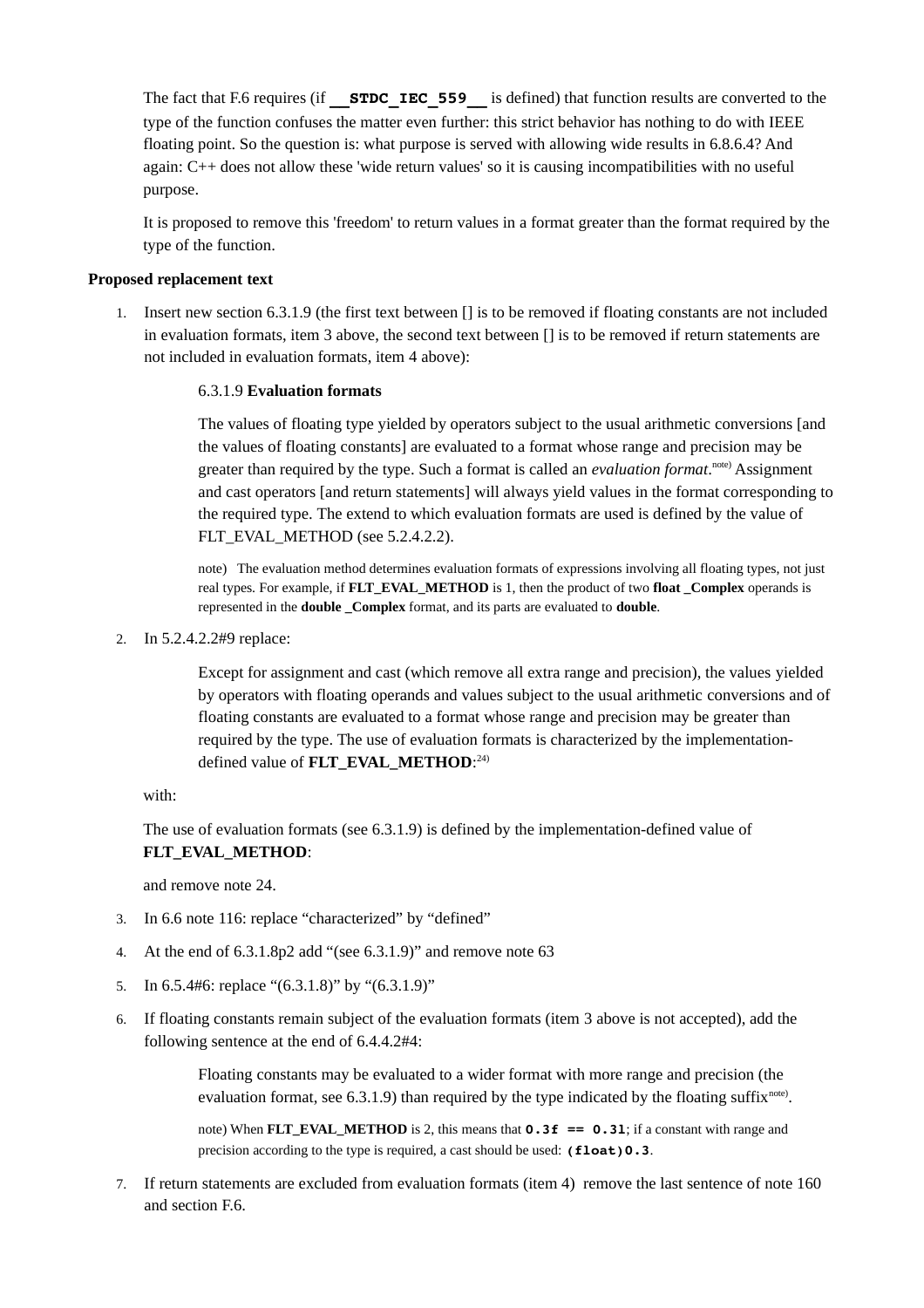The fact that F.6 requires (if `__STDC_IEC_559__` is defined) that function results are converted to the type of the function confuses the matter even further: this strict behavior has nothing to do with IEEE floating point. So the question is: what purpose is served with allowing wide results in 6.8.6.4? And again: C++ does not allow these 'wide return values' so it is causing incompatibilities with no useful purpose.

It is proposed to remove this 'freedom' to return values in a format greater than the format required by the type of the function.

**Proposed replacement text**

1. Insert new section 6.3.1.9 (the first text between [] is to be removed if floating constants are not included in evaluation formats, item 3 above, the second text between [] is to be removed if return statements are not included in evaluation formats, item 4 above):

   > 6.3.1.9 **Evaluation formats**
   >
   > The values of floating type yielded by operators subject to the usual arithmetic conversions [and the values of floating constants] are evaluated to a format whose range and precision may be greater than required by the type. Such a format is called an *evaluation format*.[note)] Assignment and cast operators [and return statements] will always yield values in the format corresponding to the required type. The extend to which evaluation formats are used is defined by the value of FLT_EVAL_METHOD (see 5.2.4.2.2).
   >
   > note) The evaluation method determines evaluation formats of expressions involving all floating types, not just real types. For example, if **FLT_EVAL_METHOD** is 1, then the product of two **float _Complex** operands is represented in the **double _Complex** format, and its parts are evaluated to **double**.

2. In 5.2.4.2.2#9 replace:

   > Except for assignment and cast (which remove all extra range and precision), the values yielded by operators with floating operands and values subject to the usual arithmetic conversions and of floating constants are evaluated to a format whose range and precision may be greater than required by the type. The use of evaluation formats is characterized by the implementation-defined value of **FLT_EVAL_METHOD**:[24)]

   with:

   The use of evaluation formats (see 6.3.1.9) is defined by the implementation-defined value of **FLT_EVAL_METHOD**:

   and remove note 24.

3. In 6.6 note 116: replace “characterized” by “defined”

4. At the end of 6.3.1.8p2 add “(see 6.3.1.9)” and remove note 63

5. In 6.5.4#6: replace “(6.3.1.8)” by “(6.3.1.9)”

6. If floating constants remain subject of the evaluation formats (item 3 above is not accepted), add the following sentence at the end of 6.4.4.2#4:

   > Floating constants may be evaluated to a wider format with more range and precision (the evaluation format, see 6.3.1.9) than required by the type indicated by the floating suffix[note)].
   >
   > note) When **FLT_EVAL_METHOD** is 2, this means that `0.3f == 0.3l`; if a constant with range and precision according to the type is required, a cast should be used: `(float)0.3`.

7. If return statements are excluded from evaluation formats (item 4) remove the last sentence of note 160 and section F.6.